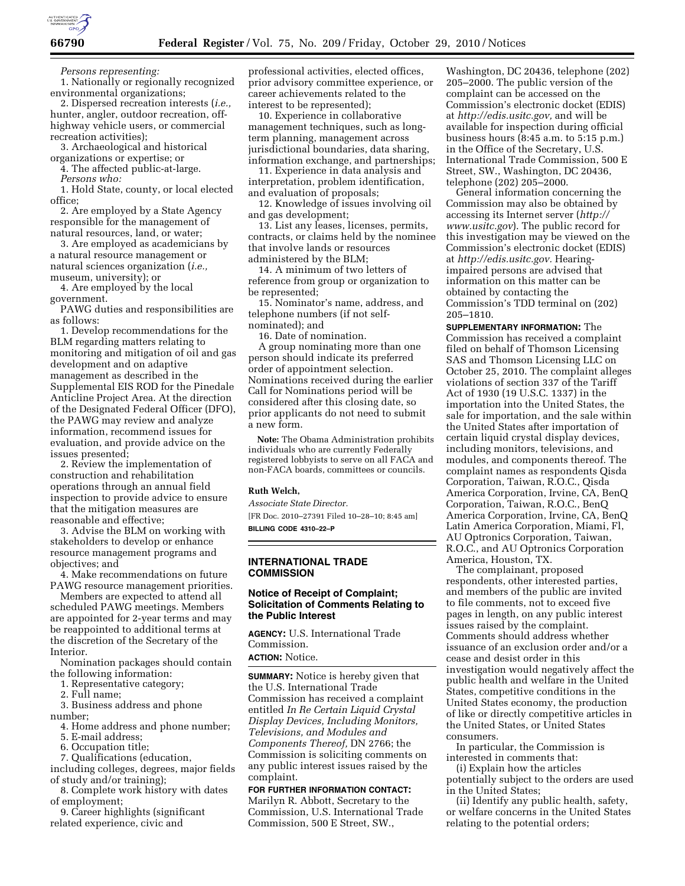*Persons representing:*

1. Nationally or regionally recognized environmental organizations;
2. Dispersed recreation interests (*i.e.,* hunter, angler, outdoor recreation, off-highway vehicle users, or commercial recreation activities);
3. Archaeological and historical organizations or expertise; or
4. The affected public-at-large.

*Persons who:*

1. Hold State, county, or local elected office;
2. Are employed by a State Agency responsible for the management of natural resources, land, or water;
3. Are employed as academicians by a natural resource management or natural sciences organization (*i.e.,* museum, university); or
4. Are employed by the local government.

PAWG duties and responsibilities are as follows:

1. Develop recommendations for the BLM regarding matters relating to monitoring and mitigation of oil and gas development and on adaptive management as described in the Supplemental EIS ROD for the Pinedale Anticline Project Area. At the direction of the Designated Federal Officer (DFO), the PAWG may review and analyze information, recommend issues for evaluation, and provide advice on the issues presented;
2. Review the implementation of construction and rehabilitation operations through an annual field inspection to provide advice to ensure that the mitigation measures are reasonable and effective;
3. Advise the BLM on working with stakeholders to develop or enhance resource management programs and objectives; and
4. Make recommendations on future PAWG resource management priorities.

Members are expected to attend all scheduled PAWG meetings. Members are appointed for 2-year terms and may be reappointed to additional terms at the discretion of the Secretary of the Interior.

Nomination packages should contain the following information:

1. Representative category;
2. Full name;
3. Business address and phone number;
4. Home address and phone number;
5. E-mail address;
6. Occupation title;
7. Qualifications (education, including colleges, degrees, major fields of study and/or training);
8. Complete work history with dates of employment;
9. Career highlights (significant related experience, civic and professional activities, elected offices, prior advisory committee experience, or career achievements related to the interest to be represented);
10. Experience in collaborative management techniques, such as long-term planning, management across jurisdictional boundaries, data sharing, information exchange, and partnerships;
11. Experience in data analysis and interpretation, problem identification, and evaluation of proposals;
12. Knowledge of issues involving oil and gas development;
13. List any leases, licenses, permits, contracts, or claims held by the nominee that involve lands or resources administered by the BLM;
14. A minimum of two letters of reference from group or organization to be represented;
15. Nominator's name, address, and telephone numbers (if not self-nominated); and
16. Date of nomination.

A group nominating more than one person should indicate its preferred order of appointment selection. Nominations received during the earlier Call for Nominations period will be considered after this closing date, so prior applicants do not need to submit a new form.

**Note:** The Obama Administration prohibits individuals who are currently Federally registered lobbyists to serve on all FACA and non-FACA boards, committees or councils.

**Ruth Welch,**

*Associate State Director.*

[FR Doc. 2010–27391 Filed 10–28–10; 8:45 am]

**BILLING CODE 4310–22–P**

## INTERNATIONAL TRADE COMMISSION

### Notice of Receipt of Complaint; Solicitation of Comments Relating to the Public Interest

**AGENCY:** U.S. International Trade Commission.

**ACTION:** Notice.

**SUMMARY:** Notice is hereby given that the U.S. International Trade Commission has received a complaint entitled *In Re Certain Liquid Crystal Display Devices, Including Monitors, Televisions, and Modules and Components Thereof,* DN 2766; the Commission is soliciting comments on any public interest issues raised by the complaint.

**FOR FURTHER INFORMATION CONTACT:** Marilyn R. Abbott, Secretary to the Commission, U.S. International Trade Commission, 500 E Street, SW., Washington, DC 20436, telephone (202) 205–2000. The public version of the complaint can be accessed on the Commission's electronic docket (EDIS) at *http://edis.usitc.gov,* and will be available for inspection during official business hours (8:45 a.m. to 5:15 p.m.) in the Office of the Secretary, U.S. International Trade Commission, 500 E Street, SW., Washington, DC 20436, telephone (202) 205–2000.

General information concerning the Commission may also be obtained by accessing its Internet server (*http://www.usitc.gov*). The public record for this investigation may be viewed on the Commission's electronic docket (EDIS) at *http://edis.usitc.gov.* Hearing-impaired persons are advised that information on this matter can be obtained by contacting the Commission's TDD terminal on (202) 205–1810.

**SUPPLEMENTARY INFORMATION:** The Commission has received a complaint filed on behalf of Thomson Licensing SAS and Thomson Licensing LLC on October 25, 2010. The complaint alleges violations of section 337 of the Tariff Act of 1930 (19 U.S.C. 1337) in the importation into the United States, the sale for importation, and the sale within the United States after importation of certain liquid crystal display devices, including monitors, televisions, and modules, and components thereof. The complaint names as respondents Qisda Corporation, Taiwan, R.O.C., Qisda America Corporation, Irvine, CA, BenQ Corporation, Taiwan, R.O.C., BenQ America Corporation, Irvine, CA, BenQ Latin America Corporation, Miami, Fl, AU Optronics Corporation, Taiwan, R.O.C., and AU Optronics Corporation America, Houston, TX.

The complainant, proposed respondents, other interested parties, and members of the public are invited to file comments, not to exceed five pages in length, on any public interest issues raised by the complaint. Comments should address whether issuance of an exclusion order and/or a cease and desist order in this investigation would negatively affect the public health and welfare in the United States, competitive conditions in the United States economy, the production of like or directly competitive articles in the United States, or United States consumers.

In particular, the Commission is interested in comments that:

(i) Explain how the articles potentially subject to the orders are used in the United States;

(ii) Identify any public health, safety, or welfare concerns in the United States relating to the potential orders;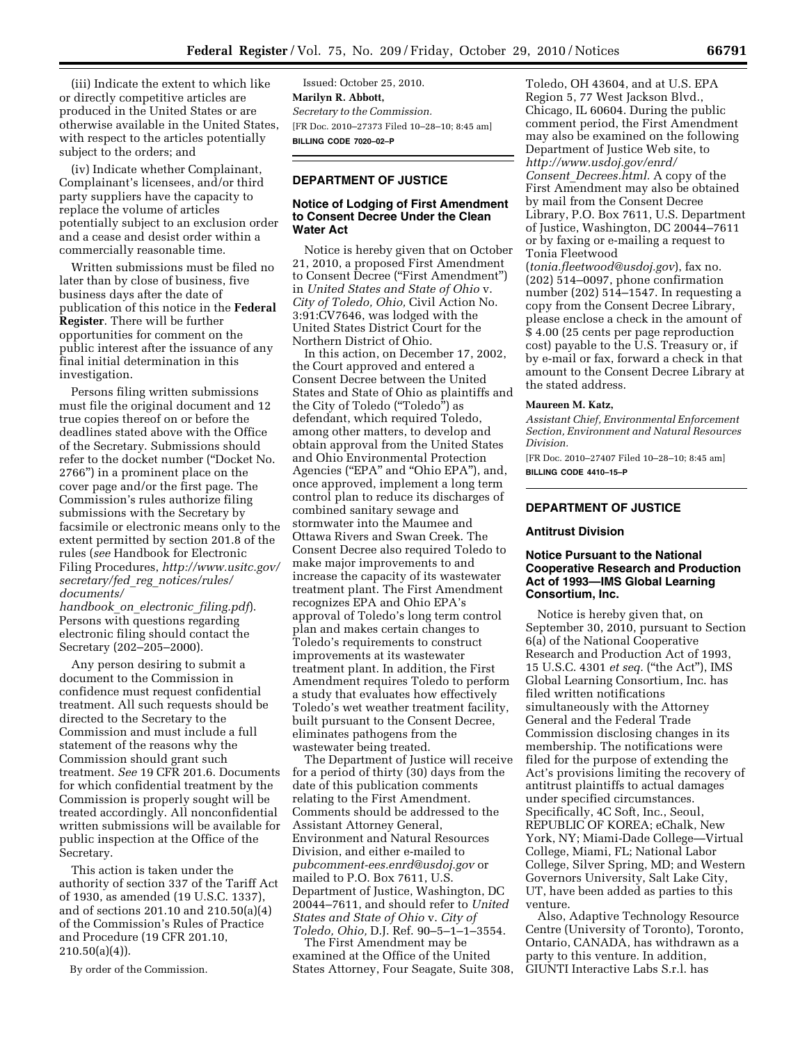(iii) Indicate the extent to which like or directly competitive articles are produced in the United States or are otherwise available in the United States, with respect to the articles potentially subject to the orders; and

(iv) Indicate whether Complainant, Complainant's licensees, and/or third party suppliers have the capacity to replace the volume of articles potentially subject to an exclusion order and a cease and desist order within a commercially reasonable time.

Written submissions must be filed no later than by close of business, five business days after the date of publication of this notice in the **Federal Register**. There will be further opportunities for comment on the public interest after the issuance of any final initial determination in this investigation.

Persons filing written submissions must file the original document and 12 true copies thereof on or before the deadlines stated above with the Office of the Secretary. Submissions should refer to the docket number ("Docket No. 2766") in a prominent place on the cover page and/or the first page. The Commission's rules authorize filing submissions with the Secretary by facsimile or electronic means only to the extent permitted by section 201.8 of the rules (*see* Handbook for Electronic Filing Procedures, *http://www.usitc.gov/secretary/fed_reg_notices/rules/documents/handbook_on_electronic_filing.pdf*). Persons with questions regarding electronic filing should contact the Secretary (202–205–2000).

Any person desiring to submit a document to the Commission in confidence must request confidential treatment. All such requests should be directed to the Secretary to the Commission and must include a full statement of the reasons why the Commission should grant such treatment. *See* 19 CFR 201.6. Documents for which confidential treatment by the Commission is properly sought will be treated accordingly. All nonconfidential written submissions will be available for public inspection at the Office of the Secretary.

This action is taken under the authority of section 337 of the Tariff Act of 1930, as amended (19 U.S.C. 1337), and of sections 201.10 and 210.50(a)(4) of the Commission's Rules of Practice and Procedure (19 CFR 201.10, 210.50(a)(4)).

By order of the Commission.

Issued: October 25, 2010.

**Marilyn R. Abbott,**

*Secretary to the Commission.*

[FR Doc. 2010–27373 Filed 10–28–10; 8:45 am]

**BILLING CODE 7020–02–P**

## DEPARTMENT OF JUSTICE

### Notice of Lodging of First Amendment to Consent Decree Under the Clean Water Act

Notice is hereby given that on October 21, 2010, a proposed First Amendment to Consent Decree ("First Amendment") in *United States and State of Ohio* v. *City of Toledo, Ohio,* Civil Action No. 3:91:CV7646, was lodged with the United States District Court for the Northern District of Ohio.

In this action, on December 17, 2002, the Court approved and entered a Consent Decree between the United States and State of Ohio as plaintiffs and the City of Toledo ("Toledo") as defendant, which required Toledo, among other matters, to develop and obtain approval from the United States and Ohio Environmental Protection Agencies ("EPA" and "Ohio EPA"), and, once approved, implement a long term control plan to reduce its discharges of combined sanitary sewage and stormwater into the Maumee and Ottawa Rivers and Swan Creek. The Consent Decree also required Toledo to make major improvements to and increase the capacity of its wastewater treatment plant. The First Amendment recognizes EPA and Ohio EPA's approval of Toledo's long term control plan and makes certain changes to Toledo's requirements to construct improvements at its wastewater treatment plant. In addition, the First Amendment requires Toledo to perform a study that evaluates how effectively Toledo's wet weather treatment facility, built pursuant to the Consent Decree, eliminates pathogens from the wastewater being treated.

The Department of Justice will receive for a period of thirty (30) days from the date of this publication comments relating to the First Amendment. Comments should be addressed to the Assistant Attorney General, Environment and Natural Resources Division, and either e-mailed to *pubcomment-ees.enrd@usdoj.gov* or mailed to P.O. Box 7611, U.S. Department of Justice, Washington, DC 20044–7611, and should refer to *United States and State of Ohio* v. *City of Toledo, Ohio,* D.J. Ref. 90–5–1–1–3554.

The First Amendment may be examined at the Office of the United States Attorney, Four Seagate, Suite 308, Toledo, OH 43604, and at U.S. EPA Region 5, 77 West Jackson Blvd., Chicago, IL 60604. During the public comment period, the First Amendment may also be examined on the following Department of Justice Web site, to *http://www.usdoj.gov/enrd/Consent_Decrees.html.* A copy of the First Amendment may also be obtained by mail from the Consent Decree Library, P.O. Box 7611, U.S. Department of Justice, Washington, DC 20044–7611 or by faxing or e-mailing a request to Tonia Fleetwood (*tonia.fleetwood@usdoj.gov*), fax no. (202) 514–0097, phone confirmation number (202) 514–1547. In requesting a copy from the Consent Decree Library, please enclose a check in the amount of $ 4.00 (25 cents per page reproduction cost) payable to the U.S. Treasury or, if by e-mail or fax, forward a check in that amount to the Consent Decree Library at the stated address.

**Maureen M. Katz,**

*Assistant Chief, Environmental Enforcement Section, Environment and Natural Resources Division.*

[FR Doc. 2010–27407 Filed 10–28–10; 8:45 am]

**BILLING CODE 4410–15–P**

## DEPARTMENT OF JUSTICE

### Antitrust Division

### Notice Pursuant to the National Cooperative Research and Production Act of 1993—IMS Global Learning Consortium, Inc.

Notice is hereby given that, on September 30, 2010, pursuant to Section 6(a) of the National Cooperative Research and Production Act of 1993, 15 U.S.C. 4301 *et seq.* ("the Act"), IMS Global Learning Consortium, Inc. has filed written notifications simultaneously with the Attorney General and the Federal Trade Commission disclosing changes in its membership. The notifications were filed for the purpose of extending the Act's provisions limiting the recovery of antitrust plaintiffs to actual damages under specified circumstances. Specifically, 4C Soft, Inc., Seoul, REPUBLIC OF KOREA; eChalk, New York, NY; Miami-Dade College—Virtual College, Miami, FL; National Labor College, Silver Spring, MD; and Western Governors University, Salt Lake City, UT, have been added as parties to this venture.

Also, Adaptive Technology Resource Centre (University of Toronto), Toronto, Ontario, CANADA, has withdrawn as a party to this venture. In addition, GIUNTI Interactive Labs S.r.l. has